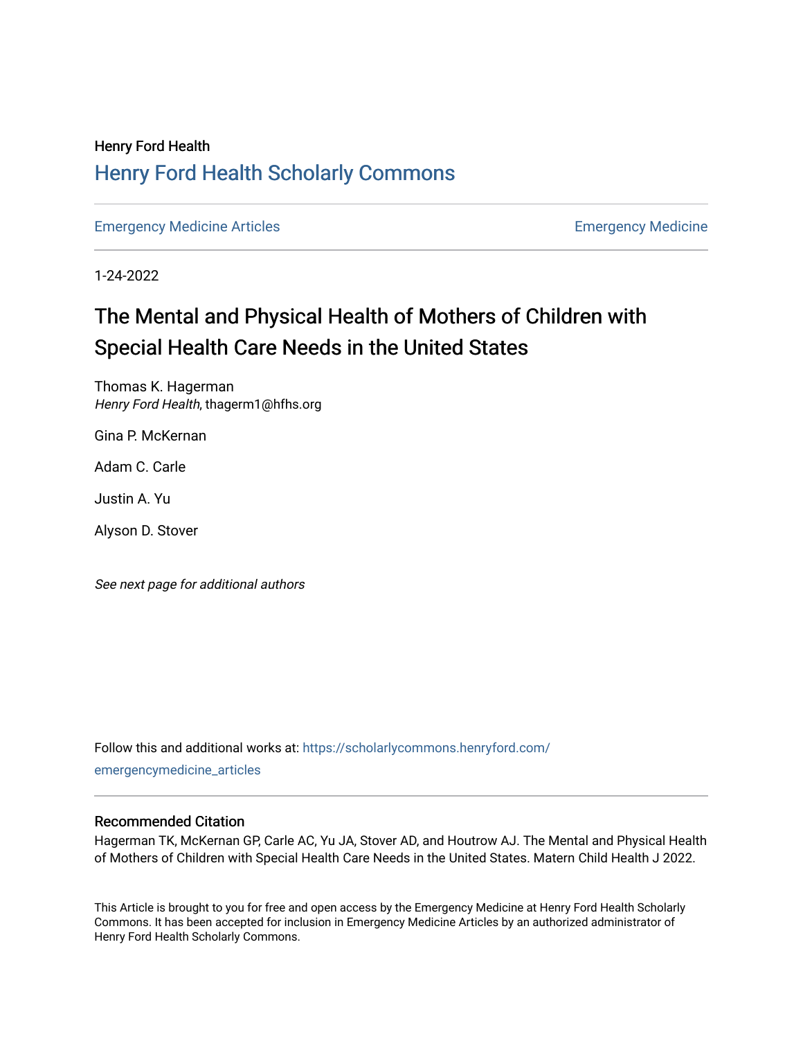Henry Ford Health

## Henry Ford Health Scholarly Commons

Emergency Medicine Articles — Emergency Medicine

1-24-2022

# The Mental and Physical Health of Mothers of Children with Special Health Care Needs in the United States

Thomas K. Hagerman
*Henry Ford Health*, thagerm1@hfhs.org

Gina P. McKernan

Adam C. Carle

Justin A. Yu

Alyson D. Stover

*See next page for additional authors*

Follow this and additional works at: https://scholarlycommons.henryford.com/emergencymedicine_articles

### Recommended Citation

Hagerman TK, McKernan GP, Carle AC, Yu JA, Stover AD, and Houtrow AJ. The Mental and Physical Health of Mothers of Children with Special Health Care Needs in the United States. Matern Child Health J 2022.

This Article is brought to you for free and open access by the Emergency Medicine at Henry Ford Health Scholarly Commons. It has been accepted for inclusion in Emergency Medicine Articles by an authorized administrator of Henry Ford Health Scholarly Commons.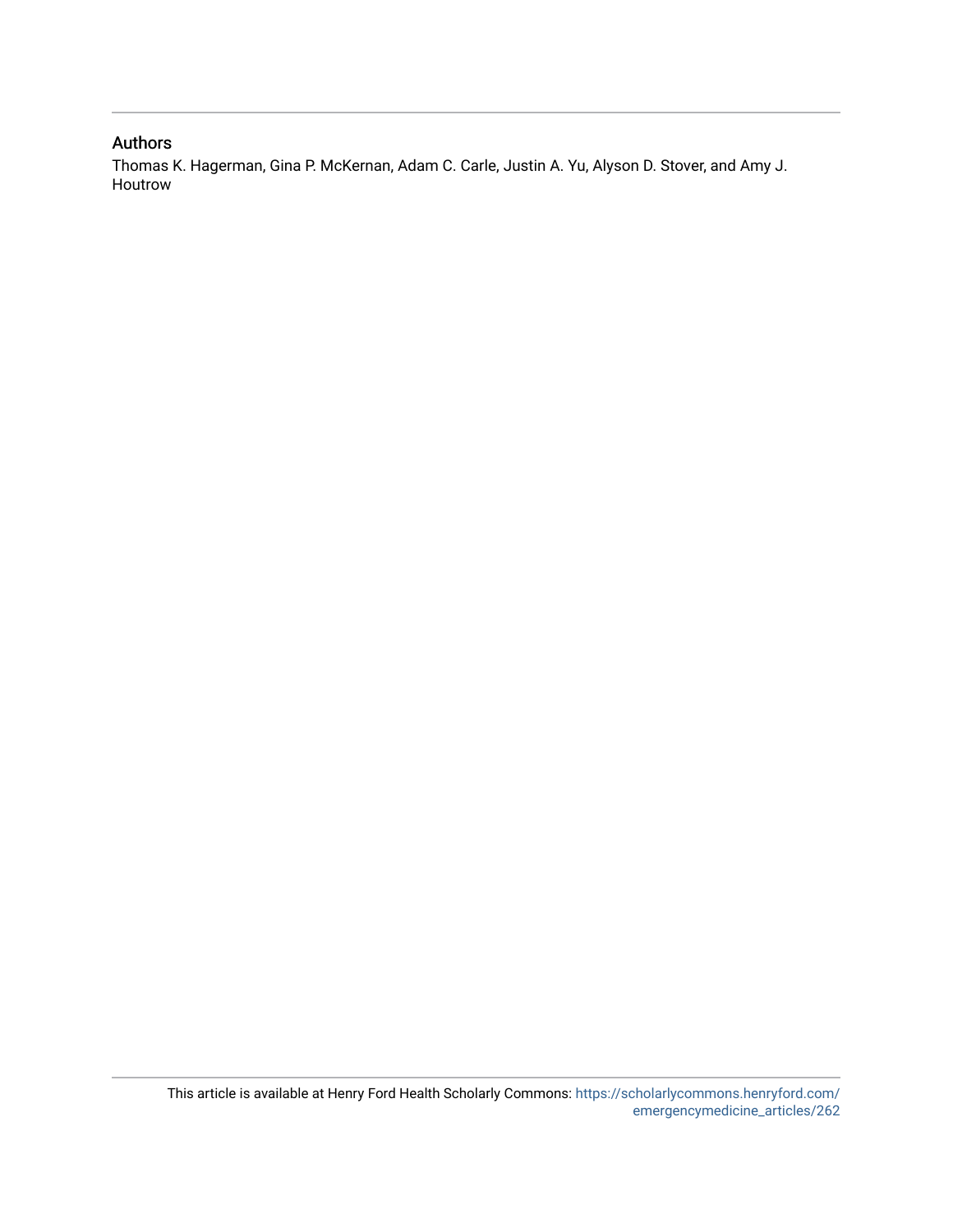## Authors

Thomas K. Hagerman, Gina P. McKernan, Adam C. Carle, Justin A. Yu, Alyson D. Stover, and Amy J. Houtrow

This article is available at Henry Ford Health Scholarly Commons: https://scholarlycommons.henryford.com/emergencymedicine_articles/262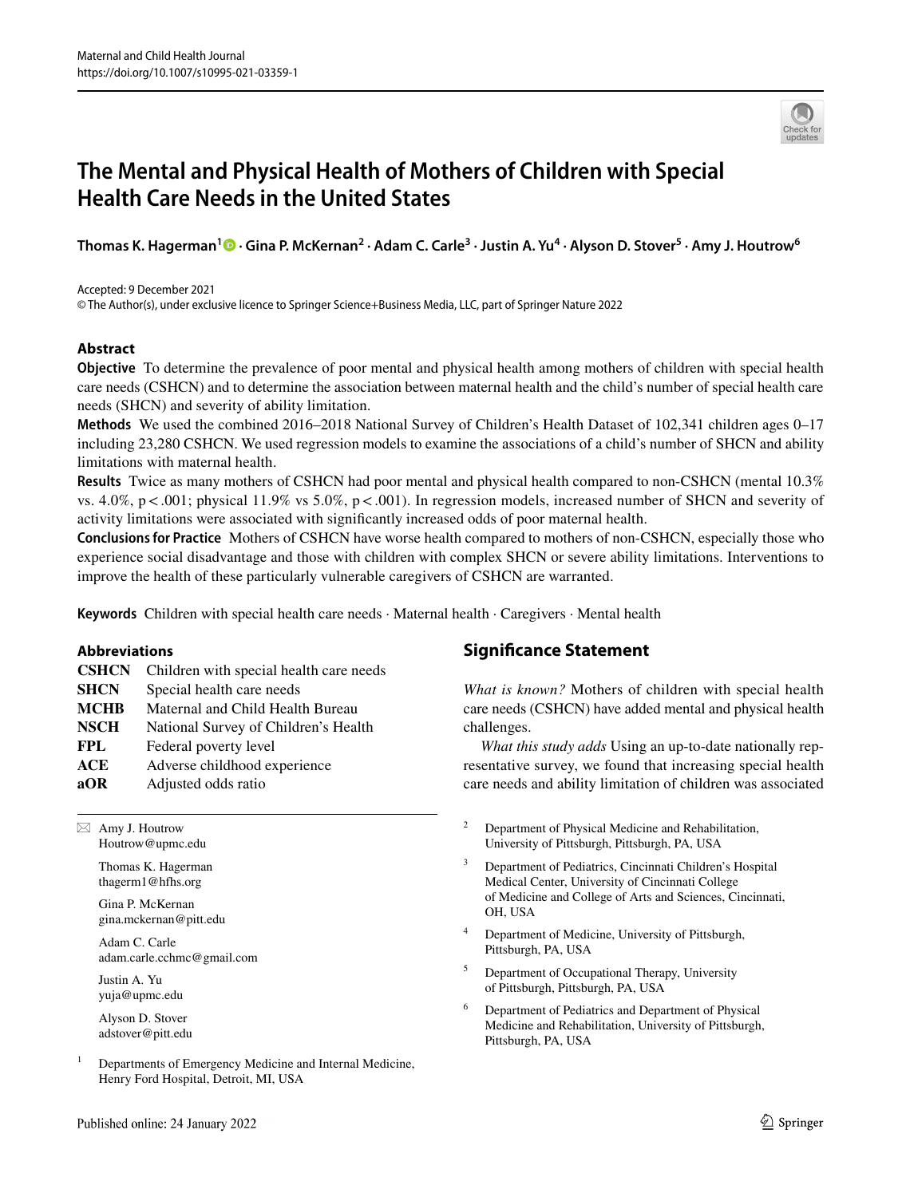# The Mental and Physical Health of Mothers of Children with Special Health Care Needs in the United States

**Thomas K. Hagerman[1] · Gina P. McKernan[2] · Adam C. Carle[3] · Justin A. Yu[4] · Alyson D. Stover[5] · Amy J. Houtrow[6]**

Accepted: 9 December 2021
© The Author(s), under exclusive licence to Springer Science+Business Media, LLC, part of Springer Nature 2022

## Abstract

**Objective** To determine the prevalence of poor mental and physical health among mothers of children with special health care needs (CSHCN) and to determine the association between maternal health and the child's number of special health care needs (SHCN) and severity of ability limitation.

**Methods** We used the combined 2016–2018 National Survey of Children's Health Dataset of 102,341 children ages 0–17 including 23,280 CSHCN. We used regression models to examine the associations of a child's number of SHCN and ability limitations with maternal health.

**Results** Twice as many mothers of CSHCN had poor mental and physical health compared to non-CSHCN (mental 10.3% vs. 4.0%, $p < .001$; physical 11.9% vs 5.0%, $p < .001$). In regression models, increased number of SHCN and severity of activity limitations were associated with significantly increased odds of poor maternal health.

**Conclusions for Practice** Mothers of CSHCN have worse health compared to mothers of non-CSHCN, especially those who experience social disadvantage and those with children with complex SHCN or severe ability limitations. Interventions to improve the health of these particularly vulnerable caregivers of CSHCN are warranted.

**Keywords** Children with special health care needs · Maternal health · Caregivers · Mental health

## Abbreviations

| | |
|---|---|
| **CSHCN** | Children with special health care needs |
| **SHCN** | Special health care needs |
| **MCHB** | Maternal and Child Health Bureau |
| **NSCH** | National Survey of Children's Health |
| **FPL** | Federal poverty level |
| **ACE** | Adverse childhood experience |
| **aOR** | Adjusted odds ratio |

✉ Amy J. Houtrow
Houtrow@upmc.edu

Thomas K. Hagerman
thagerm1@hfhs.org

Gina P. McKernan
gina.mckernan@pitt.edu

Adam C. Carle
adam.carle.cchmc@gmail.com

Justin A. Yu
yuja@upmc.edu

Alyson D. Stover
adstover@pitt.edu

[1] Departments of Emergency Medicine and Internal Medicine, Henry Ford Hospital, Detroit, MI, USA

[2] Department of Physical Medicine and Rehabilitation, University of Pittsburgh, Pittsburgh, PA, USA

[3] Department of Pediatrics, Cincinnati Children's Hospital Medical Center, University of Cincinnati College of Medicine and College of Arts and Sciences, Cincinnati, OH, USA

[4] Department of Medicine, University of Pittsburgh, Pittsburgh, PA, USA

[5] Department of Occupational Therapy, University of Pittsburgh, Pittsburgh, PA, USA

[6] Department of Pediatrics and Department of Physical Medicine and Rehabilitation, University of Pittsburgh, Pittsburgh, PA, USA

## Significance Statement

*What is known?* Mothers of children with special health care needs (CSHCN) have added mental and physical health challenges.

*What this study adds* Using an up-to-date nationally representative survey, we found that increasing special health care needs and ability limitation of children was associated

Published online: 24 January 2022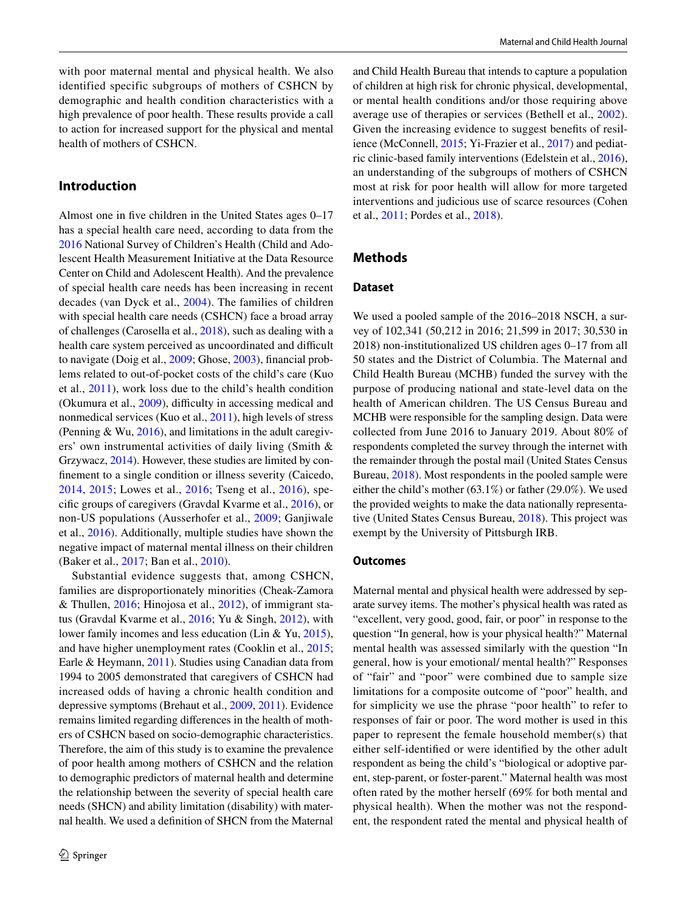with poor maternal mental and physical health. We also identified specific subgroups of mothers of CSHCN by demographic and health condition characteristics with a high prevalence of poor health. These results provide a call to action for increased support for the physical and mental health of mothers of CSHCN.

## Introduction

Almost one in five children in the United States ages 0–17 has a special health care need, according to data from the 2016 National Survey of Children's Health (Child and Adolescent Health Measurement Initiative at the Data Resource Center on Child and Adolescent Health). And the prevalence of special health care needs has been increasing in recent decades (van Dyck et al., 2004). The families of children with special health care needs (CSHCN) face a broad array of challenges (Carosella et al., 2018), such as dealing with a health care system perceived as uncoordinated and difficult to navigate (Doig et al., 2009; Ghose, 2003), financial problems related to out-of-pocket costs of the child's care (Kuo et al., 2011), work loss due to the child's health condition (Okumura et al., 2009), difficulty in accessing medical and nonmedical services (Kuo et al., 2011), high levels of stress (Penning & Wu, 2016), and limitations in the adult caregivers' own instrumental activities of daily living (Smith & Grzywacz, 2014). However, these studies are limited by confinement to a single condition or illness severity (Caicedo, 2014, 2015; Lowes et al., 2016; Tseng et al., 2016), specific groups of caregivers (Gravdal Kvarme et al., 2016), or non-US populations (Ausserhofer et al., 2009; Ganjiwale et al., 2016). Additionally, multiple studies have shown the negative impact of maternal mental illness on their children (Baker et al., 2017; Ban et al., 2010).

Substantial evidence suggests that, among CSHCN, families are disproportionately minorities (Cheak-Zamora & Thullen, 2016; Hinojosa et al., 2012), of immigrant status (Gravdal Kvarme et al., 2016; Yu & Singh, 2012), with lower family incomes and less education (Lin & Yu, 2015), and have higher unemployment rates (Cooklin et al., 2015; Earle & Heymann, 2011). Studies using Canadian data from 1994 to 2005 demonstrated that caregivers of CSHCN had increased odds of having a chronic health condition and depressive symptoms (Brehaut et al., 2009, 2011). Evidence remains limited regarding differences in the health of mothers of CSHCN based on socio-demographic characteristics. Therefore, the aim of this study is to examine the prevalence of poor health among mothers of CSHCN and the relation to demographic predictors of maternal health and determine the relationship between the severity of special health care needs (SHCN) and ability limitation (disability) with maternal health. We used a definition of SHCN from the Maternal and Child Health Bureau that intends to capture a population of children at high risk for chronic physical, developmental, or mental health conditions and/or those requiring above average use of therapies or services (Bethell et al., 2002). Given the increasing evidence to suggest benefits of resilience (McConnell, 2015; Yi-Frazier et al., 2017) and pediatric clinic-based family interventions (Edelstein et al., 2016), an understanding of the subgroups of mothers of CSHCN most at risk for poor health will allow for more targeted interventions and judicious use of scarce resources (Cohen et al., 2011; Pordes et al., 2018).

## Methods

### Dataset

We used a pooled sample of the 2016–2018 NSCH, a survey of 102,341 (50,212 in 2016; 21,599 in 2017; 30,530 in 2018) non-institutionalized US children ages 0–17 from all 50 states and the District of Columbia. The Maternal and Child Health Bureau (MCHB) funded the survey with the purpose of producing national and state-level data on the health of American children. The US Census Bureau and MCHB were responsible for the sampling design. Data were collected from June 2016 to January 2019. About 80% of respondents completed the survey through the internet with the remainder through the postal mail (United States Census Bureau, 2018). Most respondents in the pooled sample were either the child's mother (63.1%) or father (29.0%). We used the provided weights to make the data nationally representative (United States Census Bureau, 2018). This project was exempt by the University of Pittsburgh IRB.

### Outcomes

Maternal mental and physical health were addressed by separate survey items. The mother's physical health was rated as "excellent, very good, good, fair, or poor" in response to the question "In general, how is your physical health?" Maternal mental health was assessed similarly with the question "In general, how is your emotional/ mental health?" Responses of "fair" and "poor" were combined due to sample size limitations for a composite outcome of "poor" health, and for simplicity we use the phrase "poor health" to refer to responses of fair or poor. The word mother is used in this paper to represent the female household member(s) that either self-identified or were identified by the other adult respondent as being the child's "biological or adoptive parent, step-parent, or foster-parent." Maternal health was most often rated by the mother herself (69% for both mental and physical health). When the mother was not the respondent, the respondent rated the mental and physical health of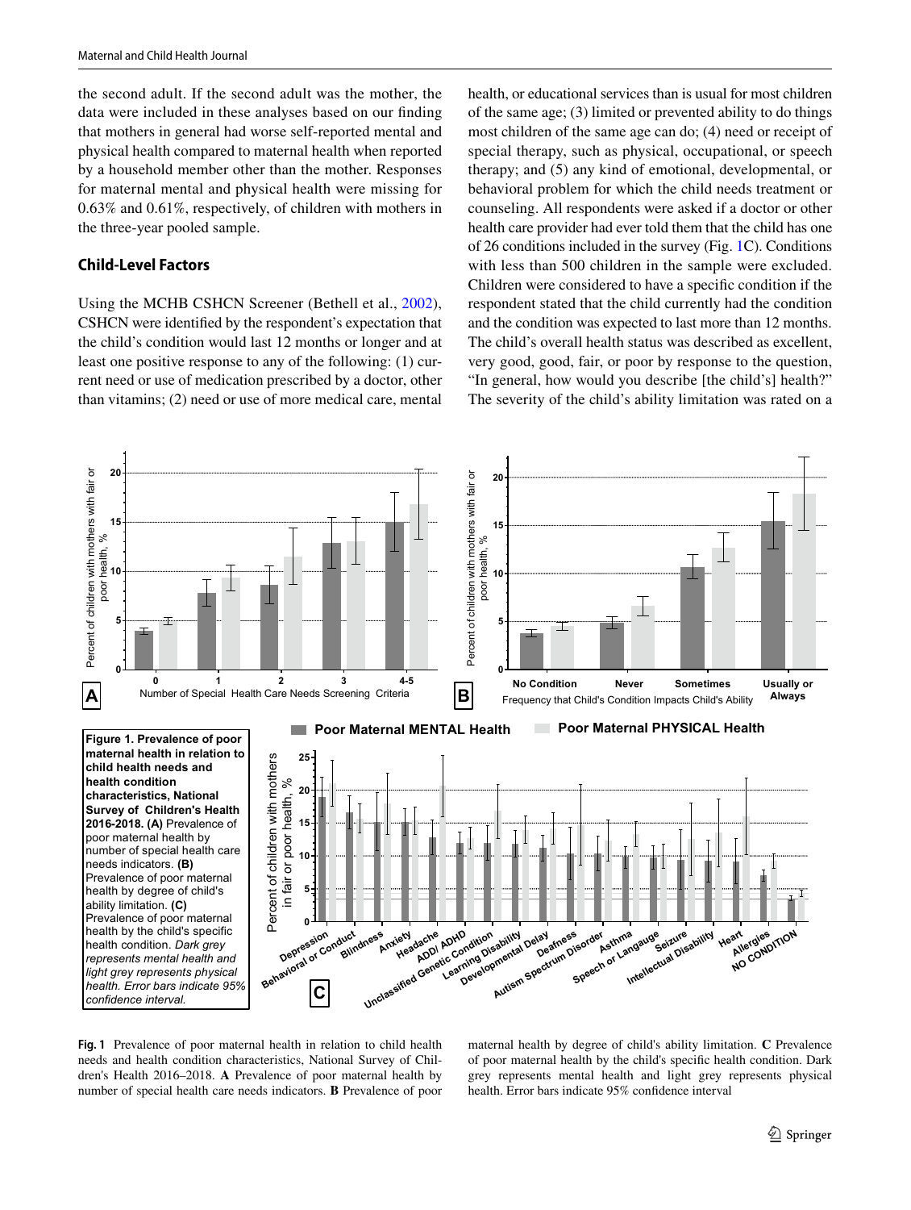the second adult. If the second adult was the mother, the data were included in these analyses based on our finding that mothers in general had worse self-reported mental and physical health compared to maternal health when reported by a household member other than the mother. Responses for maternal mental and physical health were missing for 0.63% and 0.61%, respectively, of children with mothers in the three-year pooled sample.

### Child-Level Factors

Using the MCHB CSHCN Screener (Bethell et al., 2002), CSHCN were identified by the respondent's expectation that the child's condition would last 12 months or longer and at least one positive response to any of the following: (1) current need or use of medication prescribed by a doctor, other than vitamins; (2) need or use of more medical care, mental health, or educational services than is usual for most children of the same age; (3) limited or prevented ability to do things most children of the same age can do; (4) need or receipt of special therapy, such as physical, occupational, or speech therapy; and (5) any kind of emotional, developmental, or behavioral problem for which the child needs treatment or counseling. All respondents were asked if a doctor or other health care provider had ever told them that the child has one of 26 conditions included in the survey (Fig. 1C). Conditions with less than 500 children in the sample were excluded. Children were considered to have a specific condition if the respondent stated that the child currently had the condition and the condition was expected to last more than 12 months. The child's overall health status was described as excellent, very good, good, fair, or poor by response to the question, "In general, how would you describe [the child's] health?" The severity of the child's ability limitation was rated on a

**Fig. 1** Prevalence of poor maternal health in relation to child health needs and health condition characteristics, National Survey of Children's Health 2016–2018. **A** Prevalence of poor maternal health by number of special health care needs indicators. **B** Prevalence of poor maternal health by degree of child's ability limitation. **C** Prevalence of poor maternal health by the child's specific health condition. Dark grey represents mental health and light grey represents physical health. Error bars indicate 95% confidence interval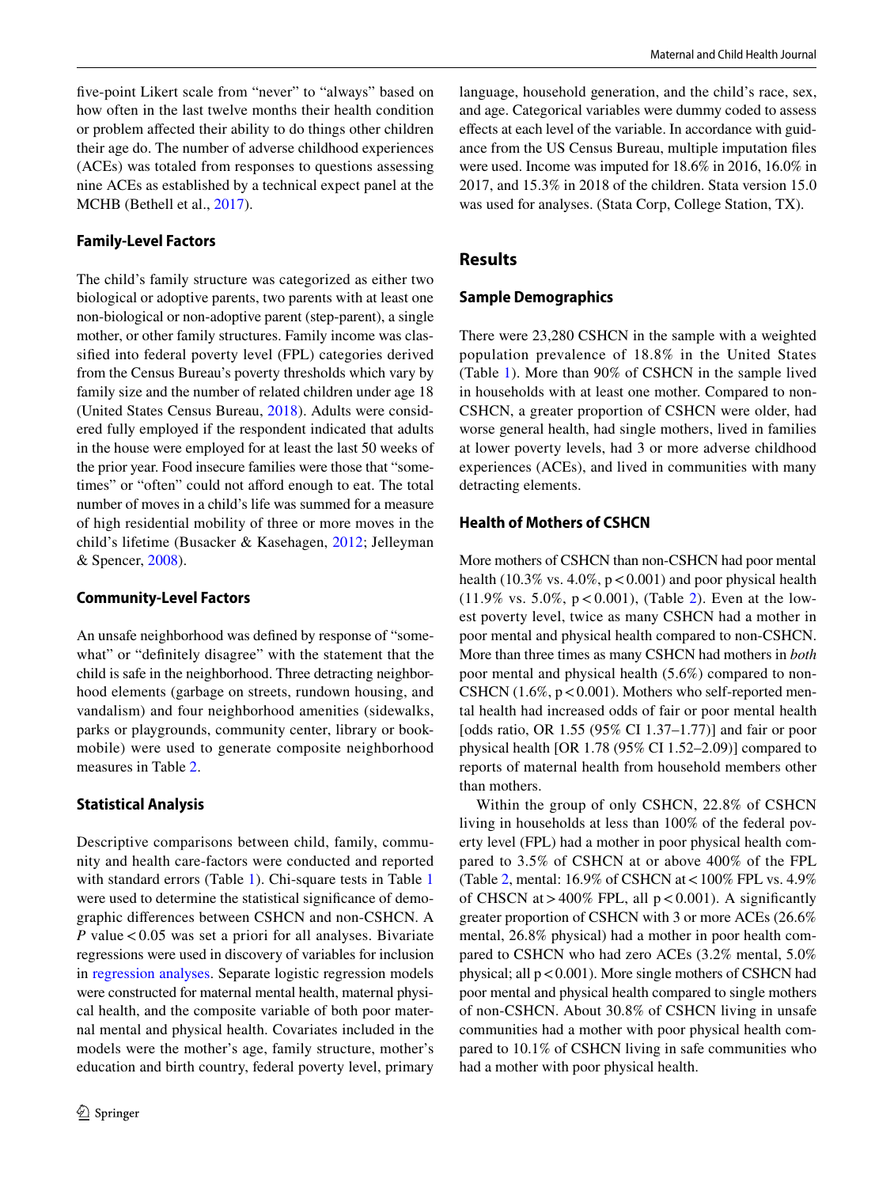five-point Likert scale from "never" to "always" based on how often in the last twelve months their health condition or problem affected their ability to do things other children their age do. The number of adverse childhood experiences (ACEs) was totaled from responses to questions assessing nine ACEs as established by a technical expect panel at the MCHB (Bethell et al., 2017).

### Family-Level Factors

The child's family structure was categorized as either two biological or adoptive parents, two parents with at least one non-biological or non-adoptive parent (step-parent), a single mother, or other family structures. Family income was classified into federal poverty level (FPL) categories derived from the Census Bureau's poverty thresholds which vary by family size and the number of related children under age 18 (United States Census Bureau, 2018). Adults were considered fully employed if the respondent indicated that adults in the house were employed for at least the last 50 weeks of the prior year. Food insecure families were those that "sometimes" or "often" could not afford enough to eat. The total number of moves in a child's life was summed for a measure of high residential mobility of three or more moves in the child's lifetime (Busacker & Kasehagen, 2012; Jelleyman & Spencer, 2008).

### Community-Level Factors

An unsafe neighborhood was defined by response of "somewhat" or "definitely disagree" with the statement that the child is safe in the neighborhood. Three detracting neighborhood elements (garbage on streets, rundown housing, and vandalism) and four neighborhood amenities (sidewalks, parks or playgrounds, community center, library or bookmobile) were used to generate composite neighborhood measures in Table 2.

### Statistical Analysis

Descriptive comparisons between child, family, community and health care-factors were conducted and reported with standard errors (Table 1). Chi-square tests in Table 1 were used to determine the statistical significance of demographic differences between CSHCN and non-CSHCN. A *P* value $< 0.05$ was set a priori for all analyses. Bivariate regressions were used in discovery of variables for inclusion in regression analyses. Separate logistic regression models were constructed for maternal mental health, maternal physical health, and the composite variable of both poor maternal mental and physical health. Covariates included in the models were the mother's age, family structure, mother's education and birth country, federal poverty level, primary language, household generation, and the child's race, sex, and age. Categorical variables were dummy coded to assess effects at each level of the variable. In accordance with guidance from the US Census Bureau, multiple imputation files were used. Income was imputed for 18.6% in 2016, 16.0% in 2017, and 15.3% in 2018 of the children. Stata version 15.0 was used for analyses. (Stata Corp, College Station, TX).

## Results

### Sample Demographics

There were 23,280 CSHCN in the sample with a weighted population prevalence of 18.8% in the United States (Table 1). More than 90% of CSHCN in the sample lived in households with at least one mother. Compared to non-CSHCN, a greater proportion of CSHCN were older, had worse general health, had single mothers, lived in families at lower poverty levels, had 3 or more adverse childhood experiences (ACEs), and lived in communities with many detracting elements.

### Health of Mothers of CSHCN

More mothers of CSHCN than non-CSHCN had poor mental health (10.3% vs. 4.0%, $p < 0.001$) and poor physical health (11.9% vs. 5.0%, $p < 0.001$), (Table 2). Even at the lowest poverty level, twice as many CSHCN had a mother in poor mental and physical health compared to non-CSHCN. More than three times as many CSHCN had mothers in *both* poor mental and physical health (5.6%) compared to non-CSHCN (1.6%, $p < 0.001$). Mothers who self-reported mental health had increased odds of fair or poor mental health [odds ratio, OR 1.55 (95% CI 1.37–1.77)] and fair or poor physical health [OR 1.78 (95% CI 1.52–2.09)] compared to reports of maternal health from household members other than mothers.

Within the group of only CSHCN, 22.8% of CSHCN living in households at less than 100% of the federal poverty level (FPL) had a mother in poor physical health compared to 3.5% of CSHCN at or above 400% of the FPL (Table 2, mental: 16.9% of CSHCN at < 100% FPL vs. 4.9% of CHSCN at > 400% FPL, all $p < 0.001$). A significantly greater proportion of CSHCN with 3 or more ACEs (26.6% mental, 26.8% physical) had a mother in poor health compared to CSHCN who had zero ACEs (3.2% mental, 5.0% physical; all $p < 0.001$). More single mothers of CSHCN had poor mental and physical health compared to single mothers of non-CSHCN. About 30.8% of CSHCN living in unsafe communities had a mother with poor physical health compared to 10.1% of CSHCN living in safe communities who had a mother with poor physical health.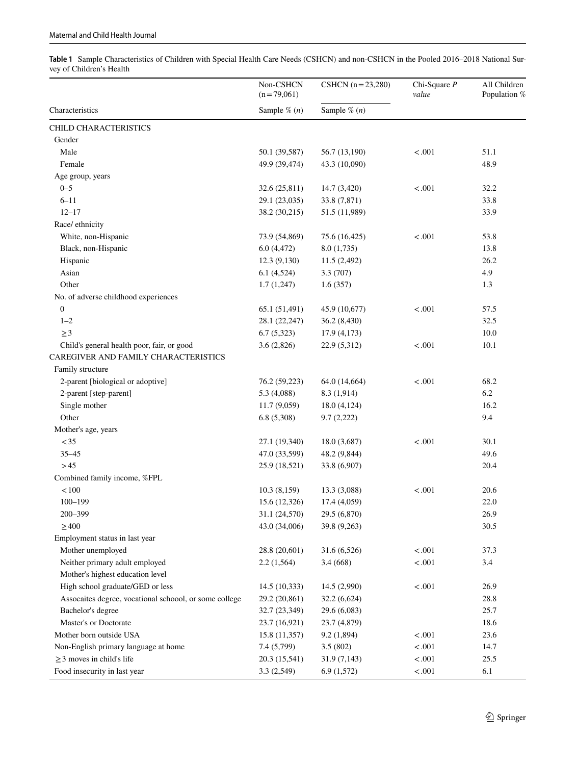**Table 1** Sample Characteristics of Children with Special Health Care Needs (CSHCN) and non-CSHCN in the Pooled 2016–2018 National Survey of Children's Health

| Characteristics | Non-CSHCN (n = 79,061) | CSHCN (n = 23,280) | Chi-Square *P value* | All Children Population % |
|---|---|---|---|---|
| | Sample % (*n*) | Sample % (*n*) | | |
| CHILD CHARACTERISTICS | | | | |
| Gender | | | | |
| Male | 50.1 (39,587) | 56.7 (13,190) | < .001 | 51.1 |
| Female | 49.9 (39,474) | 43.3 (10,090) | | 48.9 |
| Age group, years | | | | |
| 0–5 | 32.6 (25,811) | 14.7 (3,420) | < .001 | 32.2 |
| 6–11 | 29.1 (23,035) | 33.8 (7,871) | | 33.8 |
| 12–17 | 38.2 (30,215) | 51.5 (11,989) | | 33.9 |
| Race/ ethnicity | | | | |
| White, non-Hispanic | 73.9 (54,869) | 75.6 (16,425) | < .001 | 53.8 |
| Black, non-Hispanic | 6.0 (4,472) | 8.0 (1,735) | | 13.8 |
| Hispanic | 12.3 (9,130) | 11.5 (2,492) | | 26.2 |
| Asian | 6.1 (4,524) | 3.3 (707) | | 4.9 |
| Other | 1.7 (1,247) | 1.6 (357) | | 1.3 |
| No. of adverse childhood experiences | | | | |
| 0 | 65.1 (51,491) | 45.9 (10,677) | < .001 | 57.5 |
| 1–2 | 28.1 (22,247) | 36.2 (8,430) | | 32.5 |
| ≥ 3 | 6.7 (5,323) | 17.9 (4,173) | | 10.0 |
| Child's general health poor, fair, or good | 3.6 (2,826) | 22.9 (5,312) | < .001 | 10.1 |
| CAREGIVER AND FAMILY CHARACTERISTICS | | | | |
| Family structure | | | | |
| 2-parent [biological or adoptive] | 76.2 (59,223) | 64.0 (14,664) | < .001 | 68.2 |
| 2-parent [step-parent] | 5.3 (4,088) | 8.3 (1,914) | | 6.2 |
| Single mother | 11.7 (9,059) | 18.0 (4,124) | | 16.2 |
| Other | 6.8 (5,308) | 9.7 (2,222) | | 9.4 |
| Mother's age, years | | | | |
| < 35 | 27.1 (19,340) | 18.0 (3,687) | < .001 | 30.1 |
| 35–45 | 47.0 (33,599) | 48.2 (9,844) | | 49.6 |
| > 45 | 25.9 (18,521) | 33.8 (6,907) | | 20.4 |
| Combined family income, %FPL | | | | |
| < 100 | 10.3 (8,159) | 13.3 (3,088) | < .001 | 20.6 |
| 100–199 | 15.6 (12,326) | 17.4 (4,059) | | 22.0 |
| 200–399 | 31.1 (24,570) | 29.5 (6,870) | | 26.9 |
| ≥ 400 | 43.0 (34,006) | 39.8 (9,263) | | 30.5 |
| Employment status in last year | | | | |
| Mother unemployed | 28.8 (20,601) | 31.6 (6,526) | < .001 | 37.3 |
| Neither primary adult employed | 2.2 (1,564) | 3.4 (668) | < .001 | 3.4 |
| Mother's highest education level | | | | |
| High school graduate/GED or less | 14.5 (10,333) | 14.5 (2,990) | < .001 | 26.9 |
| Assocaites degree, vocational schoool, or some college | 29.2 (20,861) | 32.2 (6,624) | | 28.8 |
| Bachelor's degree | 32.7 (23,349) | 29.6 (6,083) | | 25.7 |
| Master's or Doctorate | 23.7 (16,921) | 23.7 (4,879) | | 18.6 |
| Mother born outside USA | 15.8 (11,357) | 9.2 (1,894) | < .001 | 23.6 |
| Non-English primary language at home | 7.4 (5,799) | 3.5 (802) | < .001 | 14.7 |
| ≥ 3 moves in child's life | 20.3 (15,541) | 31.9 (7,143) | < .001 | 25.5 |
| Food insecurity in last year | 3.3 (2,549) | 6.9 (1,572) | < .001 | 6.1 |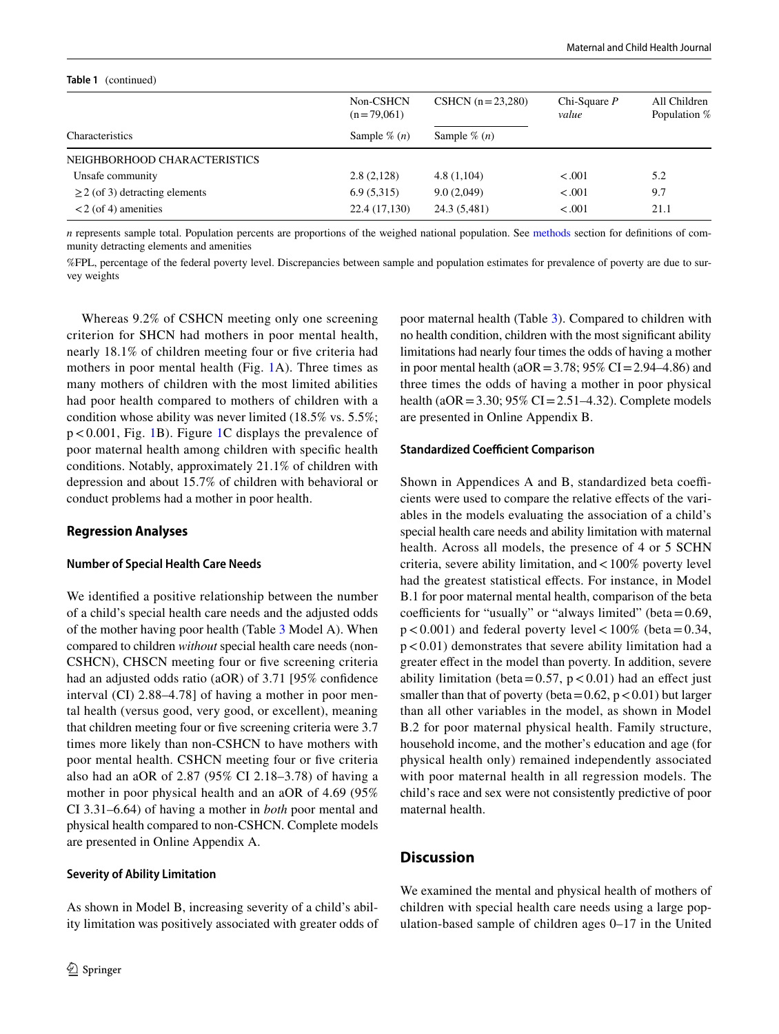**Table 1** (continued)

| Characteristics | Non-CSHCN (n = 79,061) | CSHCN (n = 23,280) | Chi-Square *P value* | All Children Population % |
|---|---|---|---|---|
| | Sample % (*n*) | Sample % (*n*) | | |
| NEIGHBORHOOD CHARACTERISTICS | | | | |
| Unsafe community | 2.8 (2,128) | 4.8 (1,104) | < .001 | 5.2 |
| ≥ 2 (of 3) detracting elements | 6.9 (5,315) | 9.0 (2,049) | < .001 | 9.7 |
| < 2 (of 4) amenities | 22.4 (17,130) | 24.3 (5,481) | < .001 | 21.1 |

*n* represents sample total. Population percents are proportions of the weighed national population. See methods section for definitions of community detracting elements and amenities

%FPL, percentage of the federal poverty level. Discrepancies between sample and population estimates for prevalence of poverty are due to survey weights

Whereas 9.2% of CSHCN meeting only one screening criterion for SHCN had mothers in poor mental health, nearly 18.1% of children meeting four or five criteria had mothers in poor mental health (Fig. 1A). Three times as many mothers of children with the most limited abilities had poor health compared to mothers of children with a condition whose ability was never limited (18.5% vs. 5.5%; $p < 0.001$, Fig. 1B). Figure 1C displays the prevalence of poor maternal health among children with specific health conditions. Notably, approximately 21.1% of children with depression and about 15.7% of children with behavioral or conduct problems had a mother in poor health.

## Regression Analyses

### Number of Special Health Care Needs

We identified a positive relationship between the number of a child's special health care needs and the adjusted odds of the mother having poor health (Table 3 Model A). When compared to children *without* special health care needs (non-CSHCN), CHSCN meeting four or five screening criteria had an adjusted odds ratio (aOR) of 3.71 [95% confidence interval (CI) 2.88–4.78] of having a mother in poor mental health (versus good, very good, or excellent), meaning that children meeting four or five criteria were 3.7 times more likely than non-CSHCN to have mothers with poor mental health. CSHCN meeting four or five criteria also had an aOR of 2.87 (95% CI 2.18–3.78) of having a mother in poor physical health and an aOR of 4.69 (95% CI 3.31–6.64) of having a mother in *both* poor mental and physical health compared to non-CSHCN. Complete models are presented in Online Appendix A.

### Severity of Ability Limitation

As shown in Model B, increasing severity of a child's ability limitation was positively associated with greater odds of poor maternal health (Table 3). Compared to children with no health condition, children with the most significant ability limitations had nearly four times the odds of having a mother in poor mental health (aOR = 3.78; 95% CI = 2.94–4.86) and three times the odds of having a mother in poor physical health (aOR = 3.30; 95% CI = 2.51–4.32). Complete models are presented in Online Appendix B.

### Standardized Coefficient Comparison

Shown in Appendices A and B, standardized beta coefficients were used to compare the relative effects of the variables in the models evaluating the association of a child's special health care needs and ability limitation with maternal health. Across all models, the presence of 4 or 5 SCHN criteria, severe ability limitation, and < 100% poverty level had the greatest statistical effects. For instance, in Model B.1 for poor maternal mental health, comparison of the beta coefficients for "usually" or "always limited" (beta = 0.69, $p < 0.001$) and federal poverty level < 100% (beta = 0.34, $p < 0.01$) demonstrates that severe ability limitation had a greater effect in the model than poverty. In addition, severe ability limitation (beta = 0.57, $p < 0.01$) had an effect just smaller than that of poverty (beta = 0.62, $p < 0.01$) but larger than all other variables in the model, as shown in Model B.2 for poor maternal physical health. Family structure, household income, and the mother's education and age (for physical health only) remained independently associated with poor maternal health in all regression models. The child's race and sex were not consistently predictive of poor maternal health.

## Discussion

We examined the mental and physical health of mothers of children with special health care needs using a large population-based sample of children ages 0–17 in the United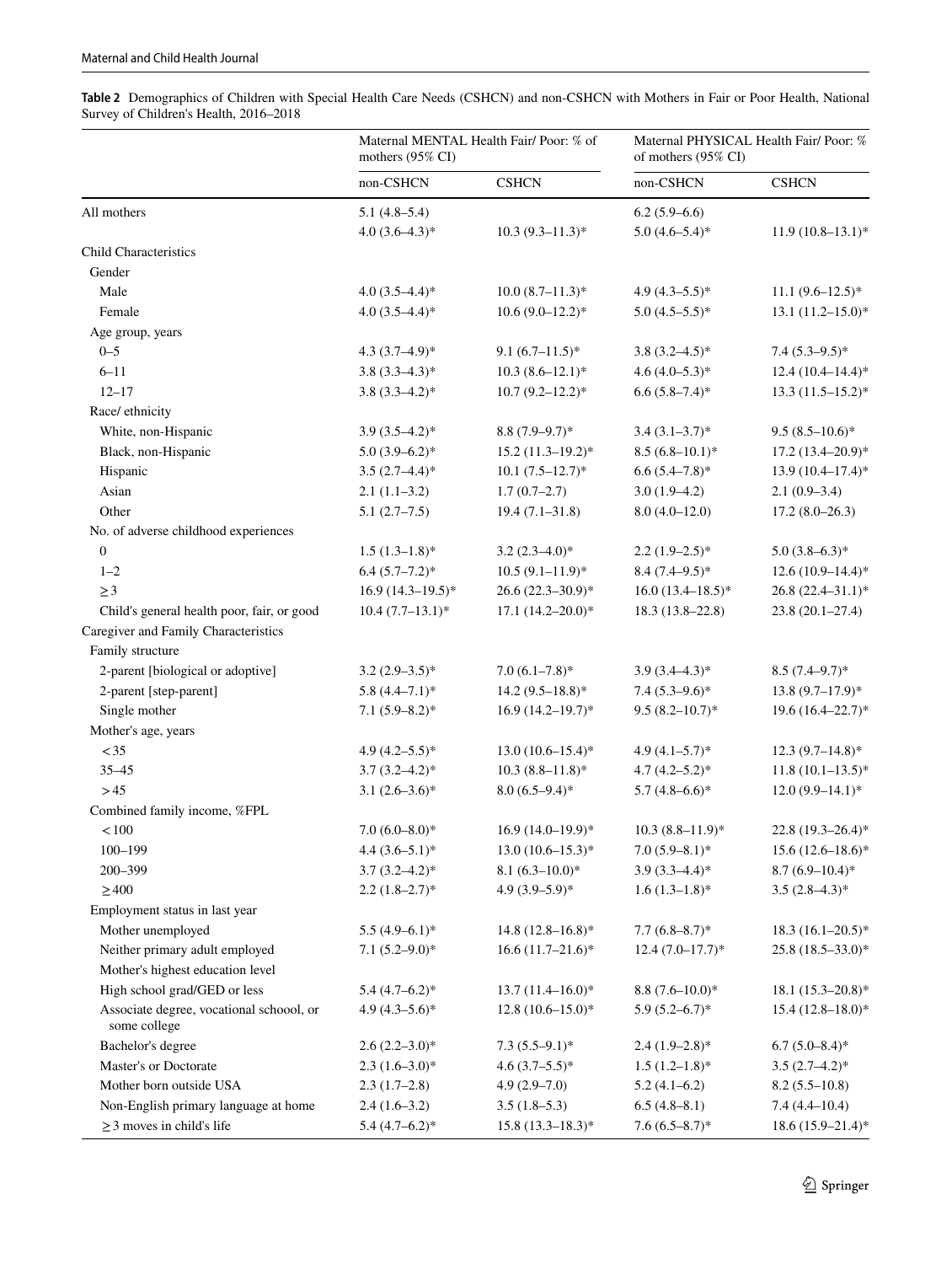**Table 2** Demographics of Children with Special Health Care Needs (CSHCN) and non-CSHCN with Mothers in Fair or Poor Health, National Survey of Children's Health, 2016–2018

| | Maternal MENTAL Health Fair/ Poor: % of mothers (95% CI) | | Maternal PHYSICAL Health Fair/ Poor: % of mothers (95% CI) | |
|---|---|---|---|---|
| | non-CSHCN | CSHCN | non-CSHCN | CSHCN |
| All mothers | 5.1 (4.8–5.4) | | 6.2 (5.9–6.6) | |
| | 4.0 (3.6–4.3)* | 10.3 (9.3–11.3)* | 5.0 (4.6–5.4)* | 11.9 (10.8–13.1)* |
| Child Characteristics | | | | |
| Gender | | | | |
| Male | 4.0 (3.5–4.4)* | 10.0 (8.7–11.3)* | 4.9 (4.3–5.5)* | 11.1 (9.6–12.5)* |
| Female | 4.0 (3.5–4.4)* | 10.6 (9.0–12.2)* | 5.0 (4.5–5.5)* | 13.1 (11.2–15.0)* |
| Age group, years | | | | |
| 0–5 | 4.3 (3.7–4.9)* | 9.1 (6.7–11.5)* | 3.8 (3.2–4.5)* | 7.4 (5.3–9.5)* |
| 6–11 | 3.8 (3.3–4.3)* | 10.3 (8.6–12.1)* | 4.6 (4.0–5.3)* | 12.4 (10.4–14.4)* |
| 12–17 | 3.8 (3.3–4.2)* | 10.7 (9.2–12.2)* | 6.6 (5.8–7.4)* | 13.3 (11.5–15.2)* |
| Race/ ethnicity | | | | |
| White, non-Hispanic | 3.9 (3.5–4.2)* | 8.8 (7.9–9.7)* | 3.4 (3.1–3.7)* | 9.5 (8.5–10.6)* |
| Black, non-Hispanic | 5.0 (3.9–6.2)* | 15.2 (11.3–19.2)* | 8.5 (6.8–10.1)* | 17.2 (13.4–20.9)* |
| Hispanic | 3.5 (2.7–4.4)* | 10.1 (7.5–12.7)* | 6.6 (5.4–7.8)* | 13.9 (10.4–17.4)* |
| Asian | 2.1 (1.1–3.2) | 1.7 (0.7–2.7) | 3.0 (1.9–4.2) | 2.1 (0.9–3.4) |
| Other | 5.1 (2.7–7.5) | 19.4 (7.1–31.8) | 8.0 (4.0–12.0) | 17.2 (8.0–26.3) |
| No. of adverse childhood experiences | | | | |
| 0 | 1.5 (1.3–1.8)* | 3.2 (2.3–4.0)* | 2.2 (1.9–2.5)* | 5.0 (3.8–6.3)* |
| 1–2 | 6.4 (5.7–7.2)* | 10.5 (9.1–11.9)* | 8.4 (7.4–9.5)* | 12.6 (10.9–14.4)* |
| ≥3 | 16.9 (14.3–19.5)* | 26.6 (22.3–30.9)* | 16.0 (13.4–18.5)* | 26.8 (22.4–31.1)* |
| Child's general health poor, fair, or good | 10.4 (7.7–13.1)* | 17.1 (14.2–20.0)* | 18.3 (13.8–22.8) | 23.8 (20.1–27.4) |
| Caregiver and Family Characteristics | | | | |
| Family structure | | | | |
| 2-parent [biological or adoptive] | 3.2 (2.9–3.5)* | 7.0 (6.1–7.8)* | 3.9 (3.4–4.3)* | 8.5 (7.4–9.7)* |
| 2-parent [step-parent] | 5.8 (4.4–7.1)* | 14.2 (9.5–18.8)* | 7.4 (5.3–9.6)* | 13.8 (9.7–17.9)* |
| Single mother | 7.1 (5.9–8.2)* | 16.9 (14.2–19.7)* | 9.5 (8.2–10.7)* | 19.6 (16.4–22.7)* |
| Mother's age, years | | | | |
| <35 | 4.9 (4.2–5.5)* | 13.0 (10.6–15.4)* | 4.9 (4.1–5.7)* | 12.3 (9.7–14.8)* |
| 35–45 | 3.7 (3.2–4.2)* | 10.3 (8.8–11.8)* | 4.7 (4.2–5.2)* | 11.8 (10.1–13.5)* |
| >45 | 3.1 (2.6–3.6)* | 8.0 (6.5–9.4)* | 5.7 (4.8–6.6)* | 12.0 (9.9–14.1)* |
| Combined family income, %FPL | | | | |
| <100 | 7.0 (6.0–8.0)* | 16.9 (14.0–19.9)* | 10.3 (8.8–11.9)* | 22.8 (19.3–26.4)* |
| 100–199 | 4.4 (3.6–5.1)* | 13.0 (10.6–15.3)* | 7.0 (5.9–8.1)* | 15.6 (12.6–18.6)* |
| 200–399 | 3.7 (3.2–4.2)* | 8.1 (6.3–10.0)* | 3.9 (3.3–4.4)* | 8.7 (6.9–10.4)* |
| ≥400 | 2.2 (1.8–2.7)* | 4.9 (3.9–5.9)* | 1.6 (1.3–1.8)* | 3.5 (2.8–4.3)* |
| Employment status in last year | | | | |
| Mother unemployed | 5.5 (4.9–6.1)* | 14.8 (12.8–16.8)* | 7.7 (6.8–8.7)* | 18.3 (16.1–20.5)* |
| Neither primary adult employed | 7.1 (5.2–9.0)* | 16.6 (11.7–21.6)* | 12.4 (7.0–17.7)* | 25.8 (18.5–33.0)* |
| Mother's highest education level | | | | |
| High school grad/GED or less | 5.4 (4.7–6.2)* | 13.7 (11.4–16.0)* | 8.8 (7.6–10.0)* | 18.1 (15.3–20.8)* |
| Associate degree, vocational schoool, or some college | 4.9 (4.3–5.6)* | 12.8 (10.6–15.0)* | 5.9 (5.2–6.7)* | 15.4 (12.8–18.0)* |
| Bachelor's degree | 2.6 (2.2–3.0)* | 7.3 (5.5–9.1)* | 2.4 (1.9–2.8)* | 6.7 (5.0–8.4)* |
| Master's or Doctorate | 2.3 (1.6–3.0)* | 4.6 (3.7–5.5)* | 1.5 (1.2–1.8)* | 3.5 (2.7–4.2)* |
| Mother born outside USA | 2.3 (1.7–2.8) | 4.9 (2.9–7.0) | 5.2 (4.1–6.2) | 8.2 (5.5–10.8) |
| Non-English primary language at home | 2.4 (1.6–3.2) | 3.5 (1.8–5.3) | 6.5 (4.8–8.1) | 7.4 (4.4–10.4) |
| ≥3 moves in child's life | 5.4 (4.7–6.2)* | 15.8 (13.3–18.3)* | 7.6 (6.5–8.7)* | 18.6 (15.9–21.4)* |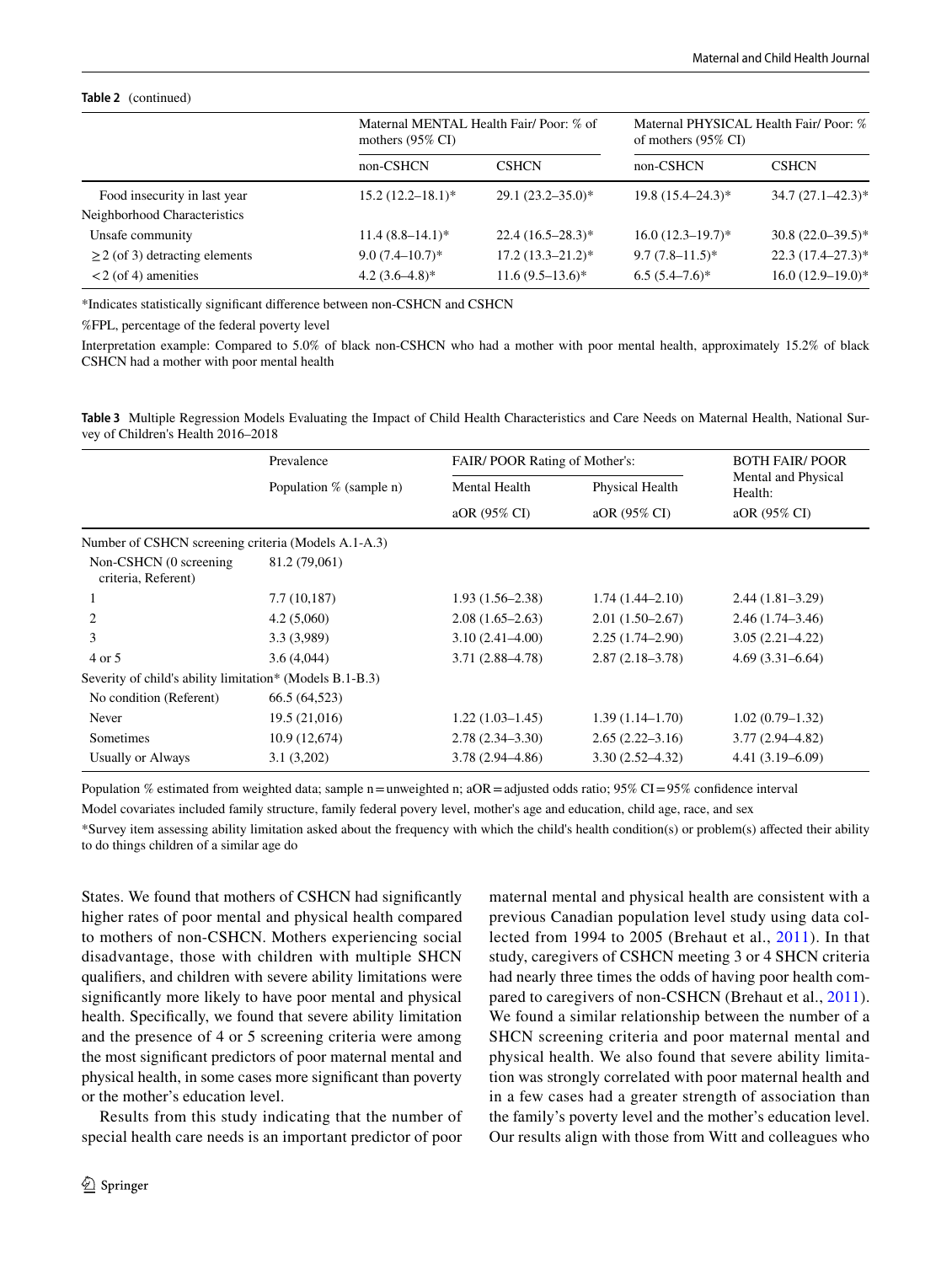**Table 2** (continued)

| | Maternal MENTAL Health Fair/ Poor: % of mothers (95% CI) | | Maternal PHYSICAL Health Fair/ Poor: % of mothers (95% CI) | |
|---|---|---|---|---|
| | non-CSHCN | CSHCN | non-CSHCN | CSHCN |
| Food insecurity in last year | 15.2 (12.2–18.1)* | 29.1 (23.2–35.0)* | 19.8 (15.4–24.3)* | 34.7 (27.1–42.3)* |
| Neighborhood Characteristics | | | | |
| Unsafe community | 11.4 (8.8–14.1)* | 22.4 (16.5–28.3)* | 16.0 (12.3–19.7)* | 30.8 (22.0–39.5)* |
| ≥2 (of 3) detracting elements | 9.0 (7.4–10.7)* | 17.2 (13.3–21.2)* | 9.7 (7.8–11.5)* | 22.3 (17.4–27.3)* |
| <2 (of 4) amenities | 4.2 (3.6–4.8)* | 11.6 (9.5–13.6)* | 6.5 (5.4–7.6)* | 16.0 (12.9–19.0)* |

*Indicates statistically significant difference between non-CSHCN and CSHCN

%FPL, percentage of the federal poverty level

Interpretation example: Compared to 5.0% of black non-CSHCN who had a mother with poor mental health, approximately 15.2% of black CSHCN had a mother with poor mental health

**Table 3** Multiple Regression Models Evaluating the Impact of Child Health Characteristics and Care Needs on Maternal Health, National Survey of Children's Health 2016–2018

| | Prevalence | FAIR/ POOR Rating of Mother's: | | BOTH FAIR/ POOR Mental and Physical Health: |
|---|---|---|---|---|
| | Population % (sample n) | Mental Health | Physical Health | |
| | | aOR (95% CI) | aOR (95% CI) | aOR (95% CI) |
| Number of CSHCN screening criteria (Models A.1-A.3) | | | | |
| Non-CSHCN (0 screening criteria, Referent) | 81.2 (79,061) | | | |
| 1 | 7.7 (10,187) | 1.93 (1.56–2.38) | 1.74 (1.44–2.10) | 2.44 (1.81–3.29) |
| 2 | 4.2 (5,060) | 2.08 (1.65–2.63) | 2.01 (1.50–2.67) | 2.46 (1.74–3.46) |
| 3 | 3.3 (3,989) | 3.10 (2.41–4.00) | 2.25 (1.74–2.90) | 3.05 (2.21–4.22) |
| 4 or 5 | 3.6 (4,044) | 3.71 (2.88–4.78) | 2.87 (2.18–3.78) | 4.69 (3.31–6.64) |
| Severity of child's ability limitation* (Models B.1-B.3) | | | | |
| No condition (Referent) | 66.5 (64,523) | | | |
| Never | 19.5 (21,016) | 1.22 (1.03–1.45) | 1.39 (1.14–1.70) | 1.02 (0.79–1.32) |
| Sometimes | 10.9 (12,674) | 2.78 (2.34–3.30) | 2.65 (2.22–3.16) | 3.77 (2.94–4.82) |
| Usually or Always | 3.1 (3,202) | 3.78 (2.94–4.86) | 3.30 (2.52–4.32) | 4.41 (3.19–6.09) |

Population % estimated from weighted data; sample n = unweighted n; aOR = adjusted odds ratio; 95% CI = 95% confidence interval

Model covariates included family structure, family federal povery level, mother's age and education, child age, race, and sex

*Survey item assessing ability limitation asked about the frequency with which the child's health condition(s) or problem(s) affected their ability to do things children of a similar age do

States. We found that mothers of CSHCN had significantly higher rates of poor mental and physical health compared to mothers of non-CSHCN. Mothers experiencing social disadvantage, those with children with multiple SHCN qualifiers, and children with severe ability limitations were significantly more likely to have poor mental and physical health. Specifically, we found that severe ability limitation and the presence of 4 or 5 screening criteria were among the most significant predictors of poor maternal mental and physical health, in some cases more significant than poverty or the mother's education level.

Results from this study indicating that the number of special health care needs is an important predictor of poor maternal mental and physical health are consistent with a previous Canadian population level study using data collected from 1994 to 2005 (Brehaut et al., 2011). In that study, caregivers of CSHCN meeting 3 or 4 SHCN criteria had nearly three times the odds of having poor health compared to caregivers of non-CSHCN (Brehaut et al., 2011). We found a similar relationship between the number of a SHCN screening criteria and poor maternal mental and physical health. We also found that severe ability limitation was strongly correlated with poor maternal health and in a few cases had a greater strength of association than the family's poverty level and the mother's education level. Our results align with those from Witt and colleagues who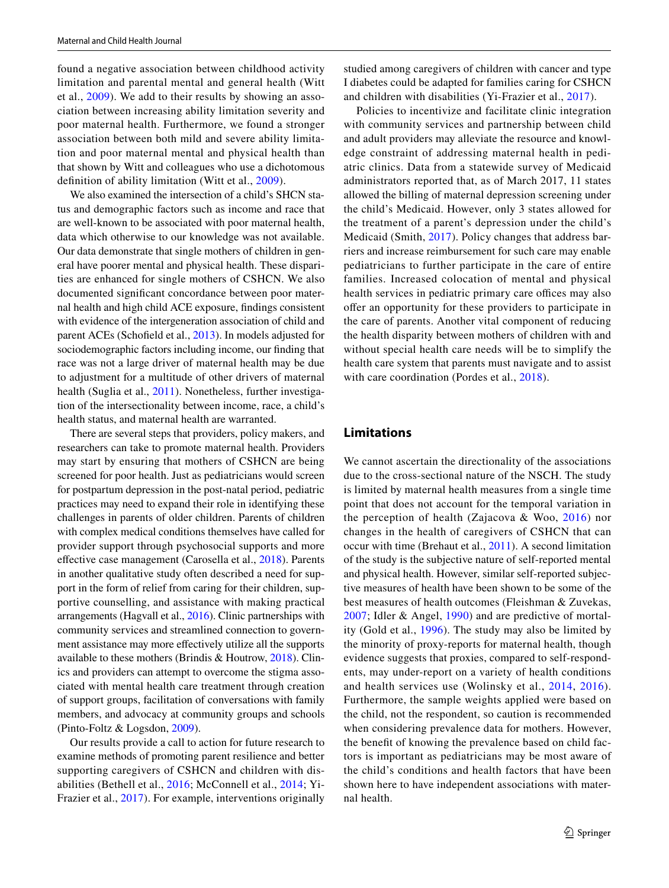found a negative association between childhood activity limitation and parental mental and general health (Witt et al., 2009). We add to their results by showing an association between increasing ability limitation severity and poor maternal health. Furthermore, we found a stronger association between both mild and severe ability limitation and poor maternal mental and physical health than that shown by Witt and colleagues who use a dichotomous definition of ability limitation (Witt et al., 2009).

We also examined the intersection of a child's SHCN status and demographic factors such as income and race that are well-known to be associated with poor maternal health, data which otherwise to our knowledge was not available. Our data demonstrate that single mothers of children in general have poorer mental and physical health. These disparities are enhanced for single mothers of CSHCN. We also documented significant concordance between poor maternal health and high child ACE exposure, findings consistent with evidence of the intergeneration association of child and parent ACEs (Schofield et al., 2013). In models adjusted for sociodemographic factors including income, our finding that race was not a large driver of maternal health may be due to adjustment for a multitude of other drivers of maternal health (Suglia et al., 2011). Nonetheless, further investigation of the intersectionality between income, race, a child's health status, and maternal health are warranted.

There are several steps that providers, policy makers, and researchers can take to promote maternal health. Providers may start by ensuring that mothers of CSHCN are being screened for poor health. Just as pediatricians would screen for postpartum depression in the post-natal period, pediatric practices may need to expand their role in identifying these challenges in parents of older children. Parents of children with complex medical conditions themselves have called for provider support through psychosocial supports and more effective case management (Carosella et al., 2018). Parents in another qualitative study often described a need for support in the form of relief from caring for their children, supportive counselling, and assistance with making practical arrangements (Hagvall et al., 2016). Clinic partnerships with community services and streamlined connection to government assistance may more effectively utilize all the supports available to these mothers (Brindis & Houtrow, 2018). Clinics and providers can attempt to overcome the stigma associated with mental health care treatment through creation of support groups, facilitation of conversations with family members, and advocacy at community groups and schools (Pinto-Foltz & Logsdon, 2009).

Our results provide a call to action for future research to examine methods of promoting parent resilience and better supporting caregivers of CSHCN and children with disabilities (Bethell et al., 2016; McConnell et al., 2014; Yi-Frazier et al., 2017). For example, interventions originally studied among caregivers of children with cancer and type I diabetes could be adapted for families caring for CSHCN and children with disabilities (Yi-Frazier et al., 2017).

Policies to incentivize and facilitate clinic integration with community services and partnership between child and adult providers may alleviate the resource and knowledge constraint of addressing maternal health in pediatric clinics. Data from a statewide survey of Medicaid administrators reported that, as of March 2017, 11 states allowed the billing of maternal depression screening under the child's Medicaid. However, only 3 states allowed for the treatment of a parent's depression under the child's Medicaid (Smith, 2017). Policy changes that address barriers and increase reimbursement for such care may enable pediatricians to further participate in the care of entire families. Increased colocation of mental and physical health services in pediatric primary care offices may also offer an opportunity for these providers to participate in the care of parents. Another vital component of reducing the health disparity between mothers of children with and without special health care needs will be to simplify the health care system that parents must navigate and to assist with care coordination (Pordes et al., 2018).

## Limitations

We cannot ascertain the directionality of the associations due to the cross-sectional nature of the NSCH. The study is limited by maternal health measures from a single time point that does not account for the temporal variation in the perception of health (Zajacova & Woo, 2016) nor changes in the health of caregivers of CSHCN that can occur with time (Brehaut et al., 2011). A second limitation of the study is the subjective nature of self-reported mental and physical health. However, similar self-reported subjective measures of health have been shown to be some of the best measures of health outcomes (Fleishman & Zuvekas, 2007; Idler & Angel, 1990) and are predictive of mortality (Gold et al., 1996). The study may also be limited by the minority of proxy-reports for maternal health, though evidence suggests that proxies, compared to self-respondents, may under-report on a variety of health conditions and health services use (Wolinsky et al., 2014, 2016). Furthermore, the sample weights applied were based on the child, not the respondent, so caution is recommended when considering prevalence data for mothers. However, the benefit of knowing the prevalence based on child factors is important as pediatricians may be most aware of the child's conditions and health factors that have been shown here to have independent associations with maternal health.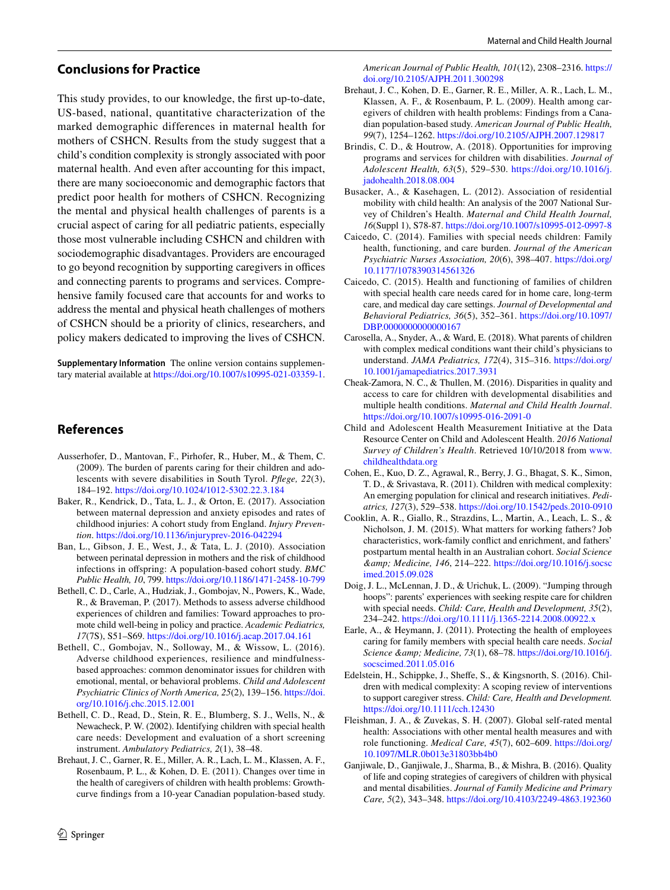## Conclusions for Practice

This study provides, to our knowledge, the first up-to-date, US-based, national, quantitative characterization of the marked demographic differences in maternal health for mothers of CSHCN. Results from the study suggest that a child's condition complexity is strongly associated with poor maternal health. And even after accounting for this impact, there are many socioeconomic and demographic factors that predict poor health for mothers of CSHCN. Recognizing the mental and physical health challenges of parents is a crucial aspect of caring for all pediatric patients, especially those most vulnerable including CSHCN and children with sociodemographic disadvantages. Providers are encouraged to go beyond recognition by supporting caregivers in offices and connecting parents to programs and services. Comprehensive family focused care that accounts for and works to address the mental and physical heath challenges of mothers of CSHCN should be a priority of clinics, researchers, and policy makers dedicated to improving the lives of CSHCN.

**Supplementary Information** The online version contains supplementary material available at https://doi.org/10.1007/s10995-021-03359-1.

## References

Ausserhofer, D., Mantovan, F., Pirhofer, R., Huber, M., & Them, C. (2009). The burden of parents caring for their children and adolescents with severe disabilities in South Tyrol. *Pflege, 22*(3), 184–192. https://doi.org/10.1024/1012-5302.22.3.184

Baker, R., Kendrick, D., Tata, L. J., & Orton, E. (2017). Association between maternal depression and anxiety episodes and rates of childhood injuries: A cohort study from England. *Injury Prevention*. https://doi.org/10.1136/injuryprev-2016-042294

Ban, L., Gibson, J. E., West, J., & Tata, L. J. (2010). Association between perinatal depression in mothers and the risk of childhood infections in offspring: A population-based cohort study. *BMC Public Health, 10*, 799. https://doi.org/10.1186/1471-2458-10-799

Bethell, C. D., Carle, A., Hudziak, J., Gombojav, N., Powers, K., Wade, R., & Braveman, P. (2017). Methods to assess adverse childhood experiences of children and families: Toward approaches to promote child well-being in policy and practice. *Academic Pediatrics, 17*(7S), S51–S69. https://doi.org/10.1016/j.acap.2017.04.161

Bethell, C., Gombojav, N., Solloway, M., & Wissow, L. (2016). Adverse childhood experiences, resilience and mindfulness-based approaches: common denominator issues for children with emotional, mental, or behavioral problems. *Child and Adolescent Psychiatric Clinics of North America, 25*(2), 139–156. https://doi.org/10.1016/j.chc.2015.12.001

Bethell, C. D., Read, D., Stein, R. E., Blumberg, S. J., Wells, N., & Newacheck, P. W. (2002). Identifying children with special health care needs: Development and evaluation of a short screening instrument. *Ambulatory Pediatrics, 2*(1), 38–48.

Brehaut, J. C., Garner, R. E., Miller, A. R., Lach, L. M., Klassen, A. F., Rosenbaum, P. L., & Kohen, D. E. (2011). Changes over time in the health of caregivers of children with health problems: Growth-curve findings from a 10-year Canadian population-based study. *American Journal of Public Health, 101*(12), 2308–2316. https://doi.org/10.2105/AJPH.2011.300298

Brehaut, J. C., Kohen, D. E., Garner, R. E., Miller, A. R., Lach, L. M., Klassen, A. F., & Rosenbaum, P. L. (2009). Health among caregivers of children with health problems: Findings from a Canadian population-based study. *American Journal of Public Health, 99*(7), 1254–1262. https://doi.org/10.2105/AJPH.2007.129817

Brindis, C. D., & Houtrow, A. (2018). Opportunities for improving programs and services for children with disabilities. *Journal of Adolescent Health, 63*(5), 529–530. https://doi.org/10.1016/j.jadohealth.2018.08.004

Busacker, A., & Kasehagen, L. (2012). Association of residential mobility with child health: An analysis of the 2007 National Survey of Children's Health. *Maternal and Child Health Journal, 16*(Suppl 1), S78-87. https://doi.org/10.1007/s10995-012-0997-8

Caicedo, C. (2014). Families with special needs children: Family health, functioning, and care burden. *Journal of the American Psychiatric Nurses Association, 20*(6), 398–407. https://doi.org/10.1177/1078390314561326

Caicedo, C. (2015). Health and functioning of families of children with special health care needs cared for in home care, long-term care, and medical day care settings. *Journal of Developmental and Behavioral Pediatrics, 36*(5), 352–361. https://doi.org/10.1097/DBP.0000000000000167

Carosella, A., Snyder, A., & Ward, E. (2018). What parents of children with complex medical conditions want their child's physicians to understand. *JAMA Pediatrics, 172*(4), 315–316. https://doi.org/10.1001/jamapediatrics.2017.3931

Cheak-Zamora, N. C., & Thullen, M. (2016). Disparities in quality and access to care for children with developmental disabilities and multiple health conditions. *Maternal and Child Health Journal*. https://doi.org/10.1007/s10995-016-2091-0

Child and Adolescent Health Measurement Initiative at the Data Resource Center on Child and Adolescent Health. *2016 National Survey of Children's Health*. Retrieved 10/10/2018 from www.childhealthdata.org

Cohen, E., Kuo, D. Z., Agrawal, R., Berry, J. G., Bhagat, S. K., Simon, T. D., & Srivastava, R. (2011). Children with medical complexity: An emerging population for clinical and research initiatives. *Pediatrics, 127*(3), 529–538. https://doi.org/10.1542/peds.2010-0910

Cooklin, A. R., Giallo, R., Strazdins, L., Martin, A., Leach, L. S., & Nicholson, J. M. (2015). What matters for working fathers? Job characteristics, work-family conflict and enrichment, and fathers' postpartum mental health in an Australian cohort. *Social Science &amp; Medicine, 146*, 214–222. https://doi.org/10.1016/j.socscimed.2015.09.028

Doig, J. L., McLennan, J. D., & Urichuk, L. (2009). "Jumping through hoops": parents' experiences with seeking respite care for children with special needs. *Child: Care, Health and Development, 35*(2), 234–242. https://doi.org/10.1111/j.1365-2214.2008.00922.x

Earle, A., & Heymann, J. (2011). Protecting the health of employees caring for family members with special health care needs. *Social Science &amp; Medicine, 73*(1), 68–78. https://doi.org/10.1016/j.socscimed.2011.05.016

Edelstein, H., Schippke, J., Sheffe, S., & Kingsnorth, S. (2016). Children with medical complexity: A scoping review of interventions to support caregiver stress. *Child: Care, Health and Development.* https://doi.org/10.1111/cch.12430

Fleishman, J. A., & Zuvekas, S. H. (2007). Global self-rated mental health: Associations with other mental health measures and with role functioning. *Medical Care, 45*(7), 602–609. https://doi.org/10.1097/MLR.0b013e31803bb4b0

Ganjiwale, D., Ganjiwale, J., Sharma, B., & Mishra, B. (2016). Quality of life and coping strategies of caregivers of children with physical and mental disabilities. *Journal of Family Medicine and Primary Care, 5*(2), 343–348. https://doi.org/10.4103/2249-4863.192360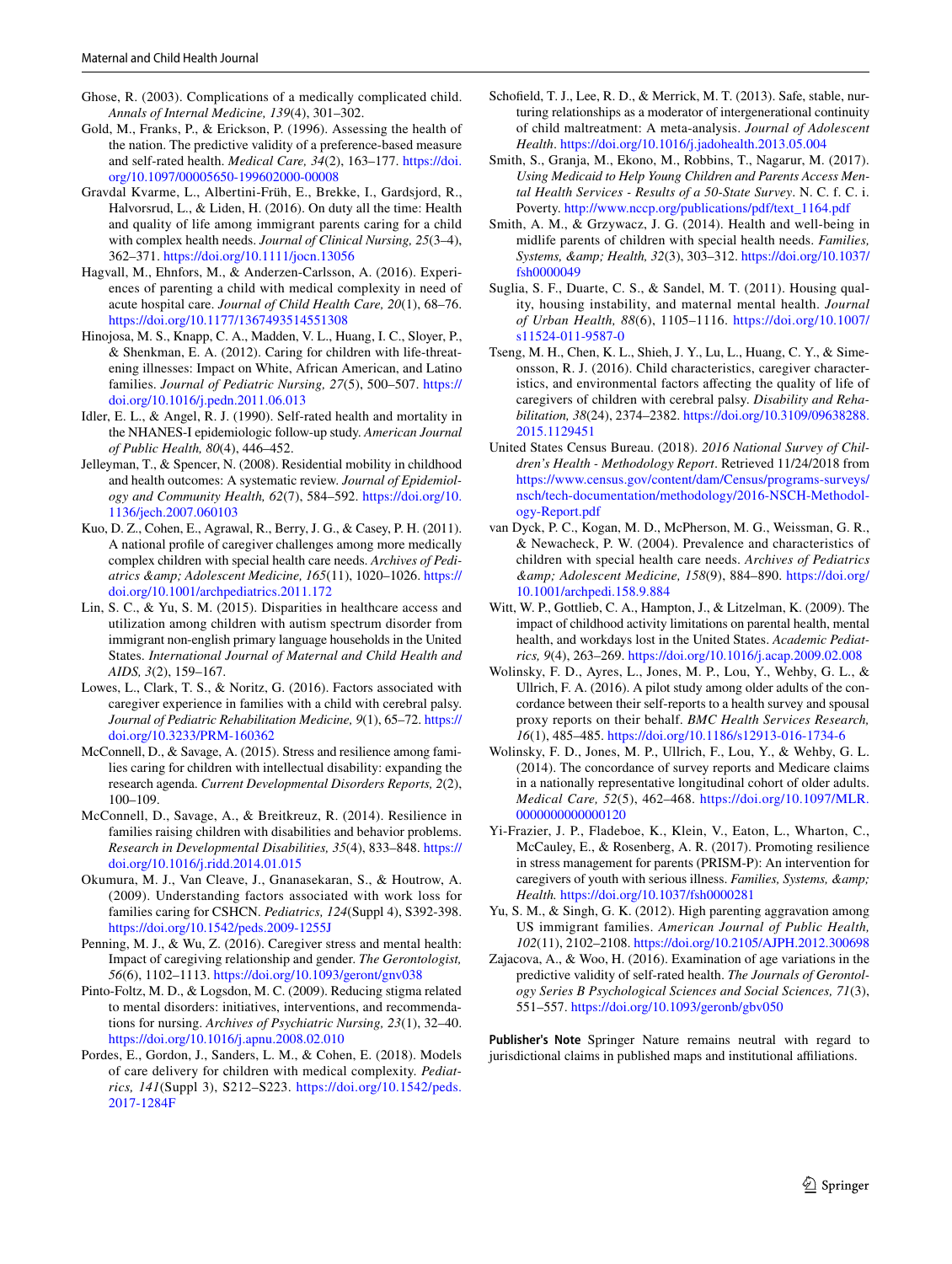Ghose, R. (2003). Complications of a medically complicated child. *Annals of Internal Medicine, 139*(4), 301–302.

Gold, M., Franks, P., & Erickson, P. (1996). Assessing the health of the nation. The predictive validity of a preference-based measure and self-rated health. *Medical Care, 34*(2), 163–177. https://doi.org/10.1097/00005650-199602000-00008

Gravdal Kvarme, L., Albertini-Früh, E., Brekke, I., Gardsjord, R., Halvorsrud, L., & Liden, H. (2016). On duty all the time: Health and quality of life among immigrant parents caring for a child with complex health needs. *Journal of Clinical Nursing, 25*(3–4), 362–371. https://doi.org/10.1111/jocn.13056

Hagvall, M., Ehnfors, M., & Anderzen-Carlsson, A. (2016). Experiences of parenting a child with medical complexity in need of acute hospital care. *Journal of Child Health Care, 20*(1), 68–76. https://doi.org/10.1177/1367493514551308

Hinojosa, M. S., Knapp, C. A., Madden, V. L., Huang, I. C., Sloyer, P., & Shenkman, E. A. (2012). Caring for children with life-threatening illnesses: Impact on White, African American, and Latino families. *Journal of Pediatric Nursing, 27*(5), 500–507. https://doi.org/10.1016/j.pedn.2011.06.013

Idler, E. L., & Angel, R. J. (1990). Self-rated health and mortality in the NHANES-I epidemiologic follow-up study. *American Journal of Public Health, 80*(4), 446–452.

Jelleyman, T., & Spencer, N. (2008). Residential mobility in childhood and health outcomes: A systematic review. *Journal of Epidemiology and Community Health, 62*(7), 584–592. https://doi.org/10.1136/jech.2007.060103

Kuo, D. Z., Cohen, E., Agrawal, R., Berry, J. G., & Casey, P. H. (2011). A national profile of caregiver challenges among more medically complex children with special health care needs. *Archives of Pediatrics &amp; Adolescent Medicine, 165*(11), 1020–1026. https://doi.org/10.1001/archpediatrics.2011.172

Lin, S. C., & Yu, S. M. (2015). Disparities in healthcare access and utilization among children with autism spectrum disorder from immigrant non-english primary language households in the United States. *International Journal of Maternal and Child Health and AIDS, 3*(2), 159–167.

Lowes, L., Clark, T. S., & Noritz, G. (2016). Factors associated with caregiver experience in families with a child with cerebral palsy. *Journal of Pediatric Rehabilitation Medicine, 9*(1), 65–72. https://doi.org/10.3233/PRM-160362

McConnell, D., & Savage, A. (2015). Stress and resilience among families caring for children with intellectual disability: expanding the research agenda. *Current Developmental Disorders Reports, 2*(2), 100–109.

McConnell, D., Savage, A., & Breitkreuz, R. (2014). Resilience in families raising children with disabilities and behavior problems. *Research in Developmental Disabilities, 35*(4), 833–848. https://doi.org/10.1016/j.ridd.2014.01.015

Okumura, M. J., Van Cleave, J., Gnanasekaran, S., & Houtrow, A. (2009). Understanding factors associated with work loss for families caring for CSHCN. *Pediatrics, 124*(Suppl 4), S392-398. https://doi.org/10.1542/peds.2009-1255J

Penning, M. J., & Wu, Z. (2016). Caregiver stress and mental health: Impact of caregiving relationship and gender. *The Gerontologist, 56*(6), 1102–1113. https://doi.org/10.1093/geront/gnv038

Pinto-Foltz, M. D., & Logsdon, M. C. (2009). Reducing stigma related to mental disorders: initiatives, interventions, and recommendations for nursing. *Archives of Psychiatric Nursing, 23*(1), 32–40. https://doi.org/10.1016/j.apnu.2008.02.010

Pordes, E., Gordon, J., Sanders, L. M., & Cohen, E. (2018). Models of care delivery for children with medical complexity. *Pediatrics, 141*(Suppl 3), S212–S223. https://doi.org/10.1542/peds.2017-1284F

Schofield, T. J., Lee, R. D., & Merrick, M. T. (2013). Safe, stable, nurturing relationships as a moderator of intergenerational continuity of child maltreatment: A meta-analysis. *Journal of Adolescent Health*. https://doi.org/10.1016/j.jadohealth.2013.05.004

Smith, S., Granja, M., Ekono, M., Robbins, T., Nagarur, M. (2017). *Using Medicaid to Help Young Children and Parents Access Mental Health Services - Results of a 50-State Survey*. N. C. f. C. i. Poverty. http://www.nccp.org/publications/pdf/text_1164.pdf

Smith, A. M., & Grzywacz, J. G. (2014). Health and well-being in midlife parents of children with special health needs. *Families, Systems, &amp; Health, 32*(3), 303–312. https://doi.org/10.1037/fsh0000049

Suglia, S. F., Duarte, C. S., & Sandel, M. T. (2011). Housing quality, housing instability, and maternal mental health. *Journal of Urban Health, 88*(6), 1105–1116. https://doi.org/10.1007/s11524-011-9587-0

Tseng, M. H., Chen, K. L., Shieh, J. Y., Lu, L., Huang, C. Y., & Simeonsson, R. J. (2016). Child characteristics, caregiver characteristics, and environmental factors affecting the quality of life of caregivers of children with cerebral palsy. *Disability and Rehabilitation, 38*(24), 2374–2382. https://doi.org/10.3109/09638288.2015.1129451

United States Census Bureau. (2018). *2016 National Survey of Children's Health - Methodology Report*. Retrieved 11/24/2018 from https://www.census.gov/content/dam/Census/programs-surveys/nsch/tech-documentation/methodology/2016-NSCH-Methodology-Report.pdf

van Dyck, P. C., Kogan, M. D., McPherson, M. G., Weissman, G. R., & Newacheck, P. W. (2004). Prevalence and characteristics of children with special health care needs. *Archives of Pediatrics &amp; Adolescent Medicine, 158*(9), 884–890. https://doi.org/10.1001/archpedi.158.9.884

Witt, W. P., Gottlieb, C. A., Hampton, J., & Litzelman, K. (2009). The impact of childhood activity limitations on parental health, mental health, and workdays lost in the United States. *Academic Pediatrics, 9*(4), 263–269. https://doi.org/10.1016/j.acap.2009.02.008

Wolinsky, F. D., Ayres, L., Jones, M. P., Lou, Y., Wehby, G. L., & Ullrich, F. A. (2016). A pilot study among older adults of the concordance between their self-reports to a health survey and spousal proxy reports on their behalf. *BMC Health Services Research, 16*(1), 485–485. https://doi.org/10.1186/s12913-016-1734-6

Wolinsky, F. D., Jones, M. P., Ullrich, F., Lou, Y., & Wehby, G. L. (2014). The concordance of survey reports and Medicare claims in a nationally representative longitudinal cohort of older adults. *Medical Care, 52*(5), 462–468. https://doi.org/10.1097/MLR.0000000000000120

Yi-Frazier, J. P., Fladeboe, K., Klein, V., Eaton, L., Wharton, C., McCauley, E., & Rosenberg, A. R. (2017). Promoting resilience in stress management for parents (PRISM-P): An intervention for caregivers of youth with serious illness. *Families, Systems, &amp; Health*. https://doi.org/10.1037/fsh0000281

Yu, S. M., & Singh, G. K. (2012). High parenting aggravation among US immigrant families. *American Journal of Public Health, 102*(11), 2102–2108. https://doi.org/10.2105/AJPH.2012.300698

Zajacova, A., & Woo, H. (2016). Examination of age variations in the predictive validity of self-rated health. *The Journals of Gerontology Series B Psychological Sciences and Social Sciences, 71*(3), 551–557. https://doi.org/10.1093/geronb/gbv050

**Publisher's Note** Springer Nature remains neutral with regard to jurisdictional claims in published maps and institutional affiliations.